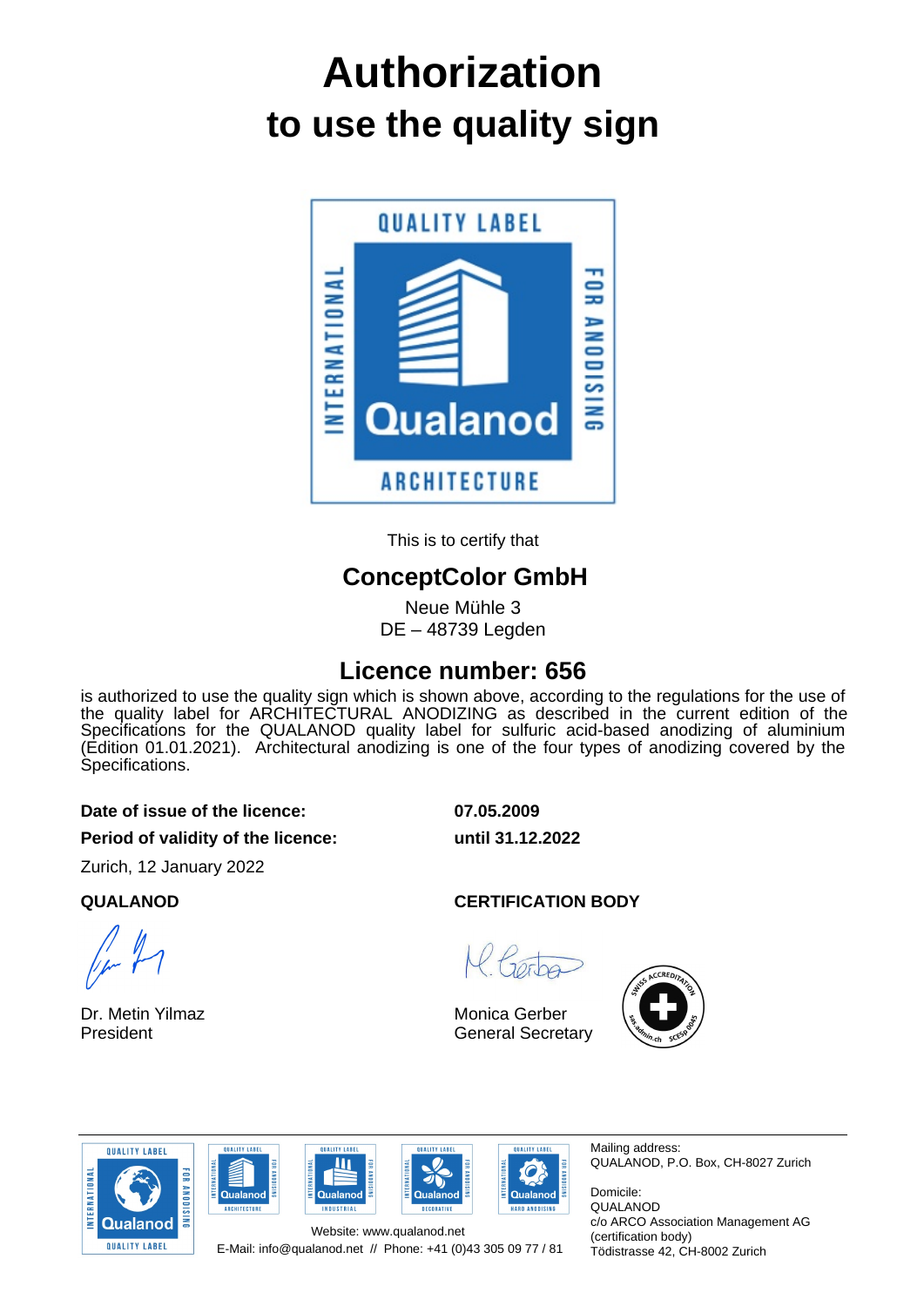# Authorization
# to use the quality sign

This is to certify that

## ConceptColor GmbH

Neue Mühle 3
DE – 48739 Legden

## Licence number: 656

is authorized to use the quality sign which is shown above, according to the regulations for the use of the quality label for ARCHITECTURAL ANODIZING as described in the current edition of the Specifications for the QUALANOD quality label for sulfuric acid-based anodizing of aluminium (Edition 01.01.2021). Architectural anodizing is one of the four types of anodizing covered by the Specifications.

**Date of issue of the licence:** **07.05.2009**

**Period of validity of the licence:** **until 31.12.2022**

Zurich, 12 January 2022

**QUALANOD**

Dr. Metin Yilmaz
President

**CERTIFICATION BODY**

Monica Gerber
General Secretary

Website: www.qualanod.net
E-Mail: info@qualanod.net // Phone: +41 (0)43 305 09 77 / 81

Mailing address:
QUALANOD, P.O. Box, CH-8027 Zurich

Domicile:
QUALANOD
c/o ARCO Association Management AG
(certification body)
Tödistrasse 42, CH-8002 Zurich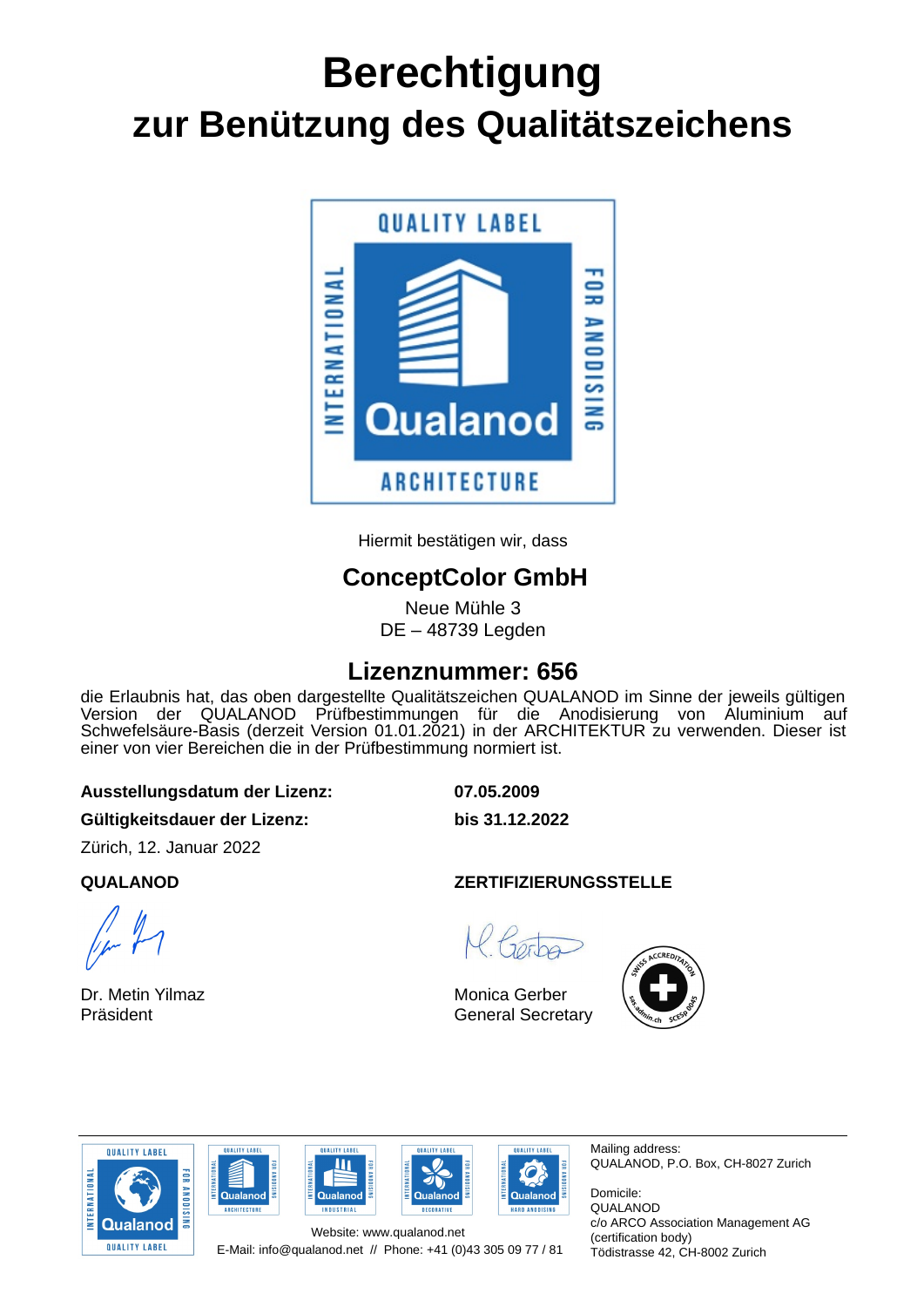# Berechtigung

## zur Benützung des Qualitätszeichens

QUALITY LABEL

INTERNATIONAL Qualanod FOR ANODISING

ARCHITECTURE

Hiermit bestätigen wir, dass

## ConceptColor GmbH

Neue Mühle 3
DE – 48739 Legden

## Lizenznummer: 656

die Erlaubnis hat, das oben dargestellte Qualitätszeichen QUALANOD im Sinne der jeweils gültigen Version der QUALANOD Prüfbestimmungen für die Anodisierung von Aluminium auf Schwefelsäure-Basis (derzeit Version 01.01.2021) in der ARCHITEKTUR zu verwenden. Dieser ist einer von vier Bereichen die in der Prüfbestimmung normiert ist.

**Ausstellungsdatum der Lizenz:** **07.05.2009**

**Gültigkeitsdauer der Lizenz:** **bis 31.12.2022**

Zürich, 12. Januar 2022

**QUALANOD**

Dr. Metin Yilmaz
Präsident

**ZERTIFIZIERUNGSSTELLE**

Monica Gerber
General Secretary

Website: www.qualanod.net
E-Mail: info@qualanod.net // Phone: +41 (0)43 305 09 77 / 81

Mailing address:
QUALANOD, P.O. Box, CH-8027 Zurich

Domicile:
QUALANOD
c/o ARCO Association Management AG
(certification body)
Tödistrasse 42, CH-8002 Zurich